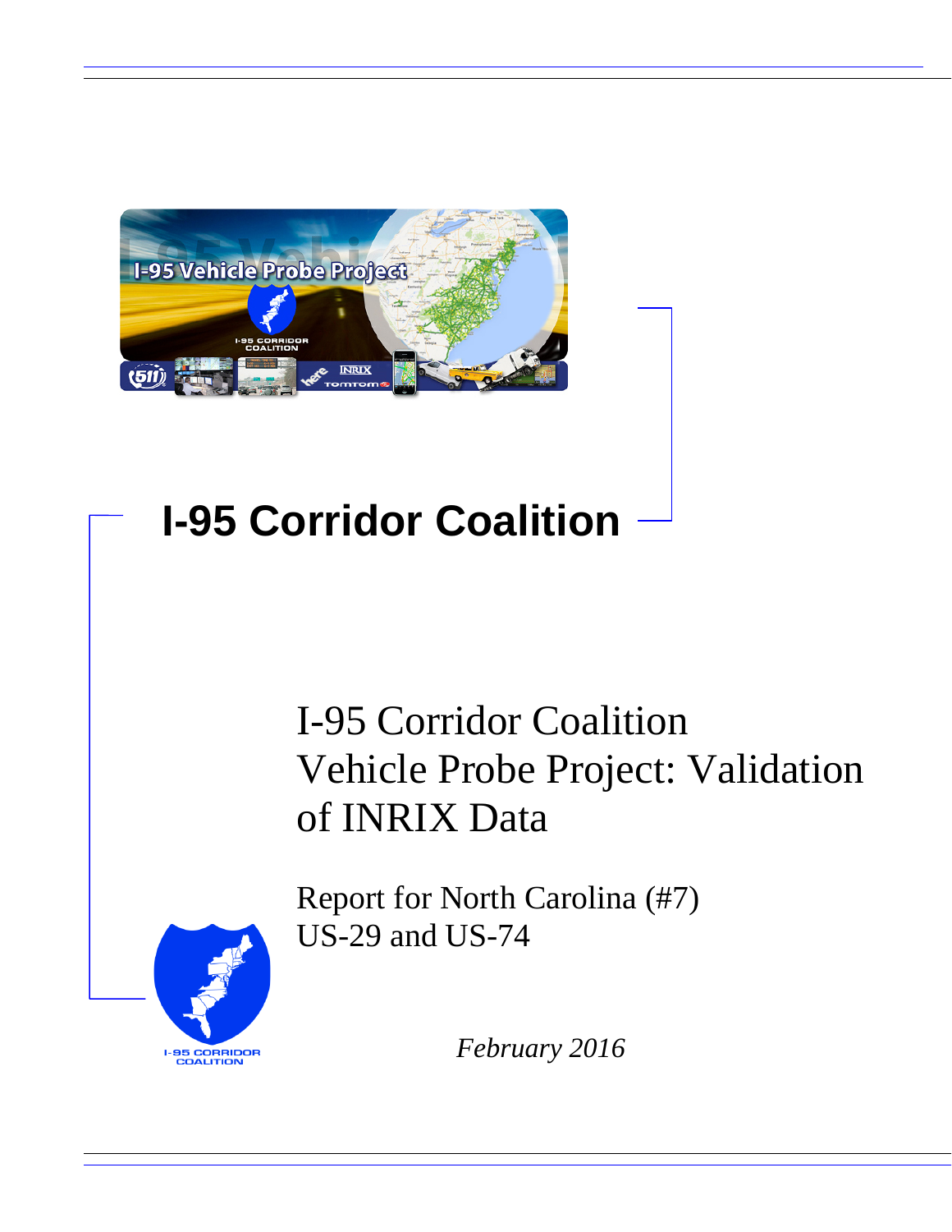# I-95 Corridor Coalition

## I-95 Corridor Coalition Vehicle Probe Project: Validation of INRIX Data

Report for North Carolina (#7)
US-29 and US-74

*February 2016*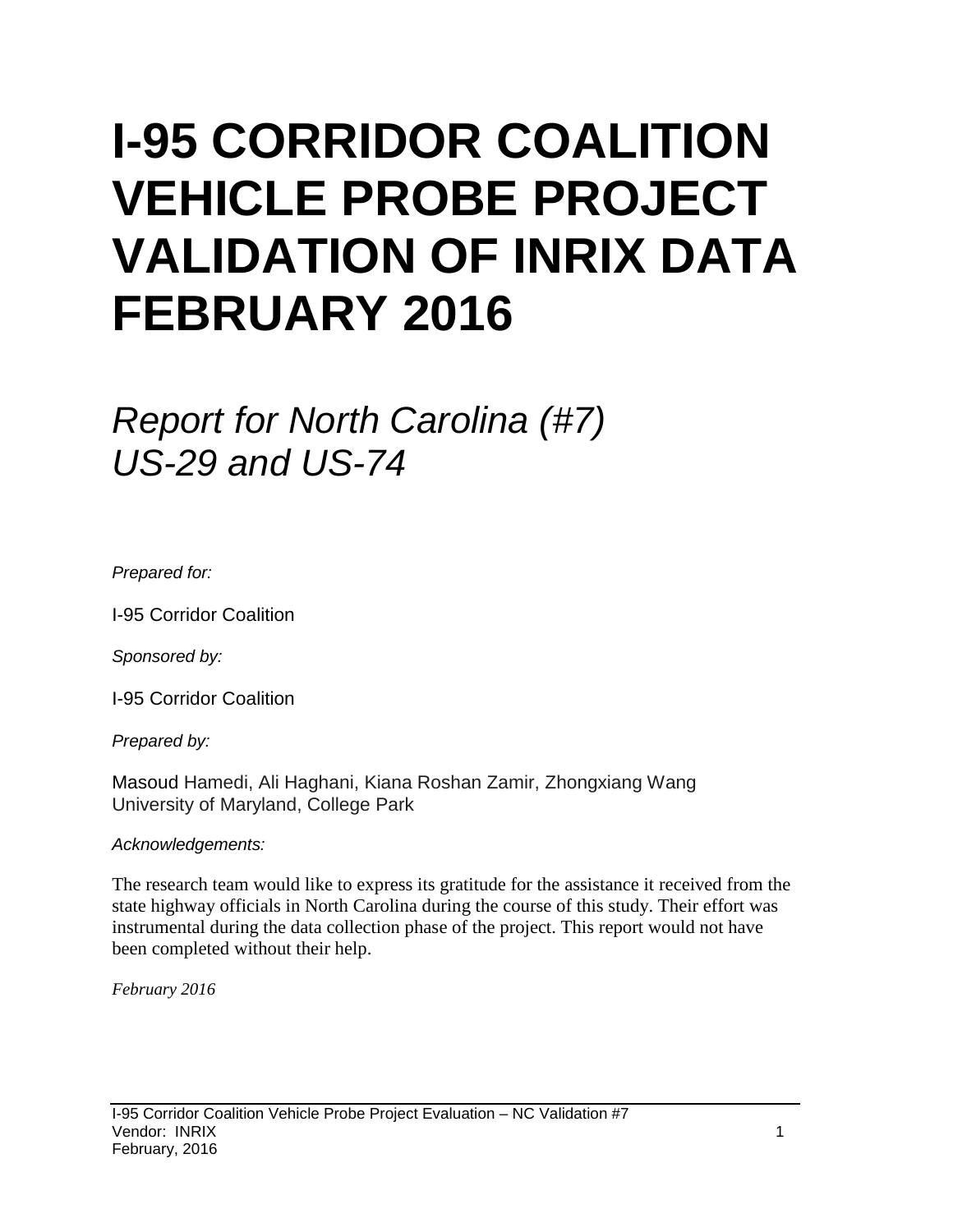# I-95 CORRIDOR COALITION VEHICLE PROBE PROJECT VALIDATION OF INRIX DATA FEBRUARY 2016

## *Report for North Carolina (#7) US-29 and US-74*

*Prepared for:*

I-95 Corridor Coalition

*Sponsored by:*

I-95 Corridor Coalition

*Prepared by:*

Masoud Hamedi, Ali Haghani, Kiana Roshan Zamir, Zhongxiang Wang
University of Maryland, College Park

*Acknowledgements:*

The research team would like to express its gratitude for the assistance it received from the state highway officials in North Carolina during the course of this study. Their effort was instrumental during the data collection phase of the project. This report would not have been completed without their help.

*February 2016*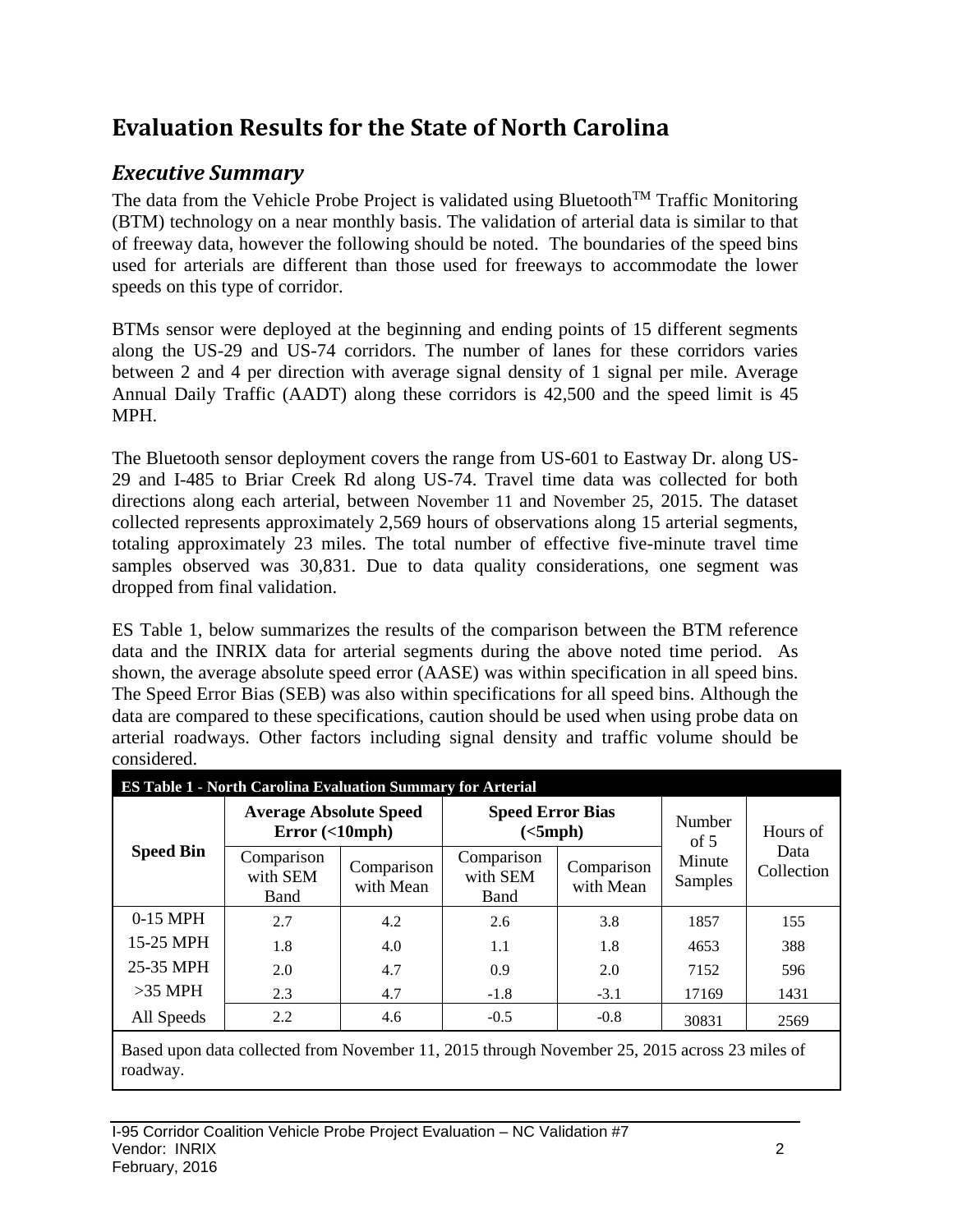# Evaluation Results for the State of North Carolina

## *Executive Summary*

The data from the Vehicle Probe Project is validated using Bluetooth$^{TM}$ Traffic Monitoring (BTM) technology on a near monthly basis. The validation of arterial data is similar to that of freeway data, however the following should be noted. The boundaries of the speed bins used for arterials are different than those used for freeways to accommodate the lower speeds on this type of corridor.

BTMs sensor were deployed at the beginning and ending points of 15 different segments along the US-29 and US-74 corridors. The number of lanes for these corridors varies between 2 and 4 per direction with average signal density of 1 signal per mile. Average Annual Daily Traffic (AADT) along these corridors is 42,500 and the speed limit is 45 MPH.

The Bluetooth sensor deployment covers the range from US-601 to Eastway Dr. along US-29 and I-485 to Briar Creek Rd along US-74. Travel time data was collected for both directions along each arterial, between November 11 and November 25, 2015. The dataset collected represents approximately 2,569 hours of observations along 15 arterial segments, totaling approximately 23 miles. The total number of effective five-minute travel time samples observed was 30,831. Due to data quality considerations, one segment was dropped from final validation.

ES Table 1, below summarizes the results of the comparison between the BTM reference data and the INRIX data for arterial segments during the above noted time period. As shown, the average absolute speed error (AASE) was within specification in all speed bins. The Speed Error Bias (SEB) was also within specifications for all speed bins. Although the data are compared to these specifications, caution should be used when using probe data on arterial roadways. Other factors including signal density and traffic volume should be considered.

**ES Table 1 - North Carolina Evaluation Summary for Arterial**

| Speed Bin | Average Absolute Speed Error (<10mph) | | Speed Error Bias (<5mph) | | Number of 5 Minute Samples | Hours of Data Collection |
|---|---|---|---|---|---|---|
| | Comparison with SEM Band | Comparison with Mean | Comparison with SEM Band | Comparison with Mean | | |
| 0-15 MPH | 2.7 | 4.2 | 2.6 | 3.8 | 1857 | 155 |
| 15-25 MPH | 1.8 | 4.0 | 1.1 | 1.8 | 4653 | 388 |
| 25-35 MPH | 2.0 | 4.7 | 0.9 | 2.0 | 7152 | 596 |
| >35 MPH | 2.3 | 4.7 | -1.8 | -3.1 | 17169 | 1431 |
| All Speeds | 2.2 | 4.6 | -0.5 | -0.8 | 30831 | 2569 |

Based upon data collected from November 11, 2015 through November 25, 2015 across 23 miles of roadway.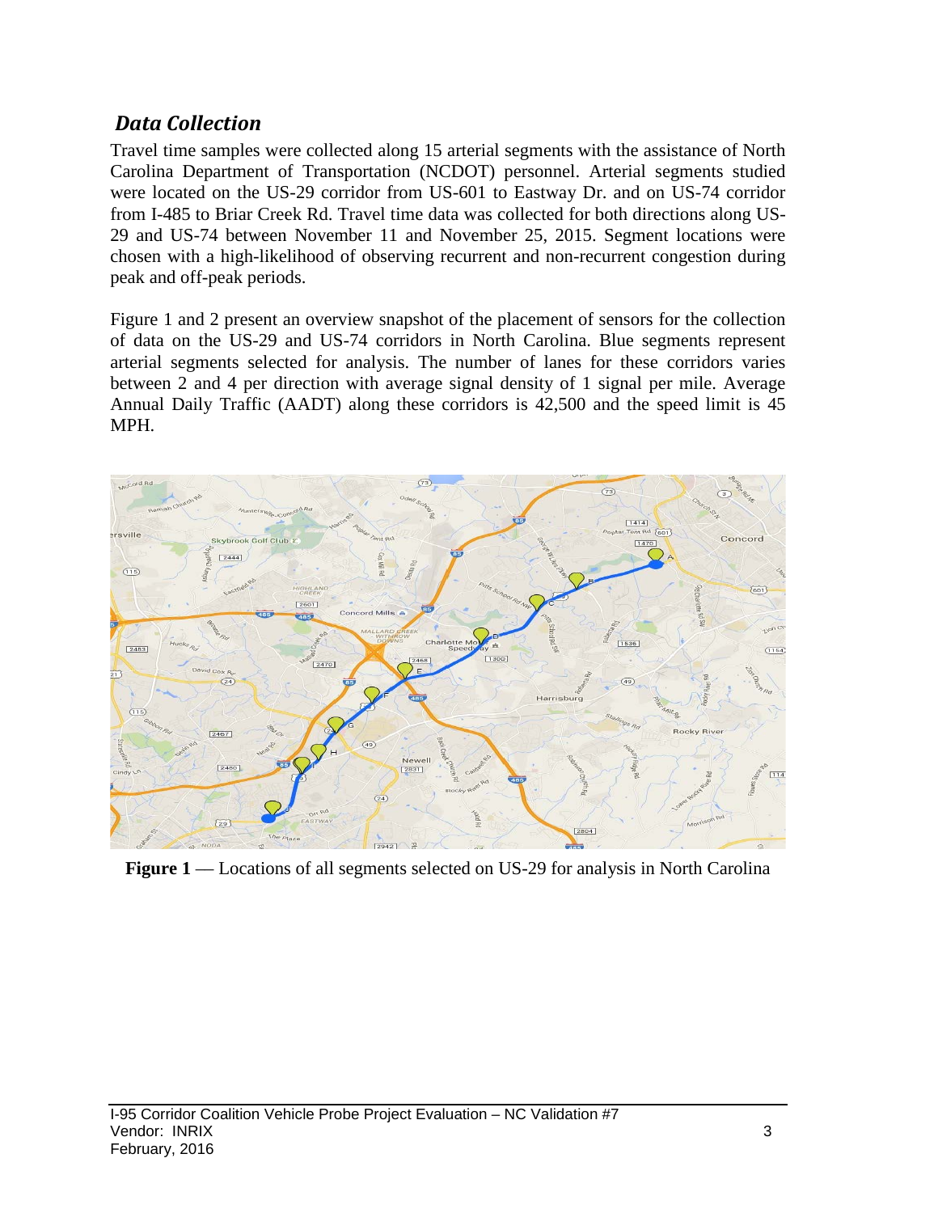## *Data Collection*

Travel time samples were collected along 15 arterial segments with the assistance of North Carolina Department of Transportation (NCDOT) personnel. Arterial segments studied were located on the US-29 corridor from US-601 to Eastway Dr. and on US-74 corridor from I-485 to Briar Creek Rd. Travel time data was collected for both directions along US-29 and US-74 between November 11 and November 25, 2015. Segment locations were chosen with a high-likelihood of observing recurrent and non-recurrent congestion during peak and off-peak periods.

Figure 1 and 2 present an overview snapshot of the placement of sensors for the collection of data on the US-29 and US-74 corridors in North Carolina. Blue segments represent arterial segments selected for analysis. The number of lanes for these corridors varies between 2 and 4 per direction with average signal density of 1 signal per mile. Average Annual Daily Traffic (AADT) along these corridors is 42,500 and the speed limit is 45 MPH.

**Figure 1** — Locations of all segments selected on US-29 for analysis in North Carolina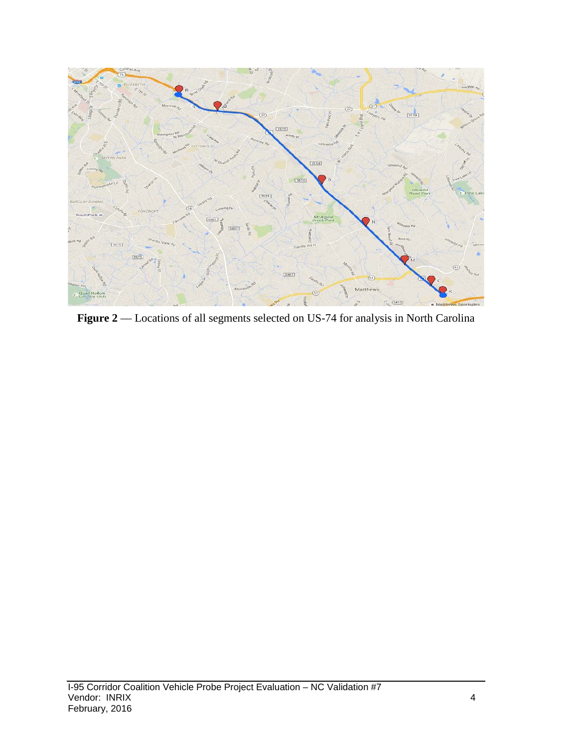**Figure 2** — Locations of all segments selected on US-74 for analysis in North Carolina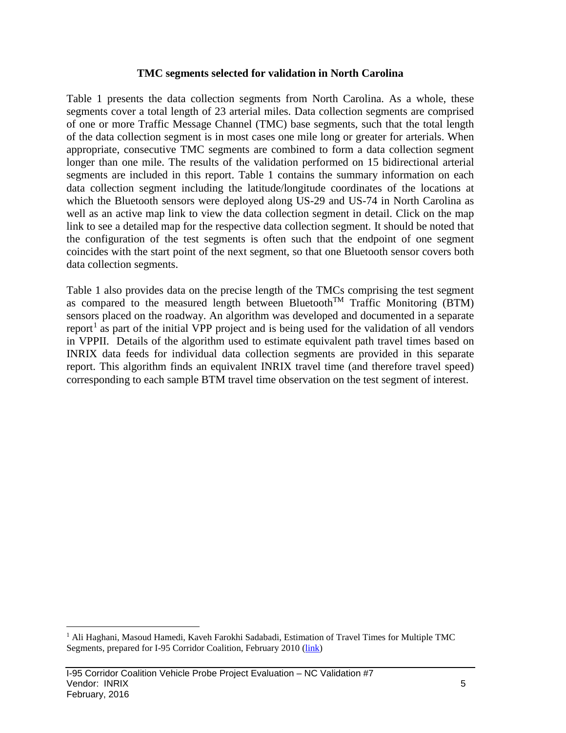### TMC segments selected for validation in North Carolina

Table 1 presents the data collection segments from North Carolina. As a whole, these segments cover a total length of 23 arterial miles. Data collection segments are comprised of one or more Traffic Message Channel (TMC) base segments, such that the total length of the data collection segment is in most cases one mile long or greater for arterials. When appropriate, consecutive TMC segments are combined to form a data collection segment longer than one mile. The results of the validation performed on 15 bidirectional arterial segments are included in this report. Table 1 contains the summary information on each data collection segment including the latitude/longitude coordinates of the locations at which the Bluetooth sensors were deployed along US-29 and US-74 in North Carolina as well as an active map link to view the data collection segment in detail. Click on the map link to see a detailed map for the respective data collection segment. It should be noted that the configuration of the test segments is often such that the endpoint of one segment coincides with the start point of the next segment, so that one Bluetooth sensor covers both data collection segments.

Table 1 also provides data on the precise length of the TMCs comprising the test segment as compared to the measured length between Bluetooth™ Traffic Monitoring (BTM) sensors placed on the roadway. An algorithm was developed and documented in a separate report[1] as part of the initial VPP project and is being used for the validation of all vendors in VPPII. Details of the algorithm used to estimate equivalent path travel times based on INRIX data feeds for individual data collection segments are provided in this separate report. This algorithm finds an equivalent INRIX travel time (and therefore travel speed) corresponding to each sample BTM travel time observation on the test segment of interest.

---

[1] Ali Haghani, Masoud Hamedi, Kaveh Farokhi Sadabadi, Estimation of Travel Times for Multiple TMC Segments, prepared for I-95 Corridor Coalition, February 2010 (link)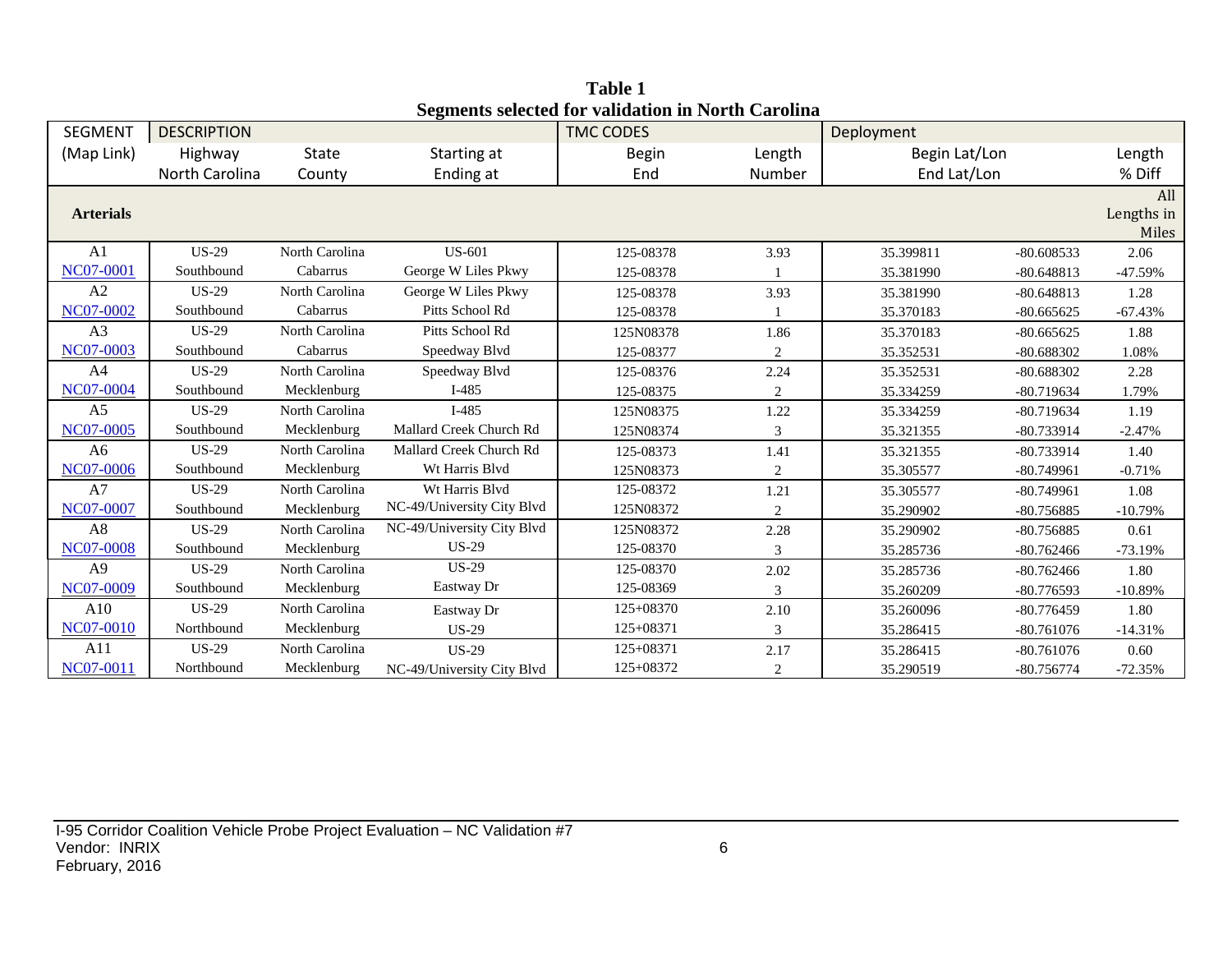**Table 1**
**Segments selected for validation in North Carolina**

| SEGMENT | DESCRIPTION | | | TMC CODES | | Deployment | | |
|---|---|---|---|---|---|---|---|---|
| (Map Link) | Highway<br>North Carolina | State<br>County | Starting at<br>Ending at | Begin<br>End | Length<br>Number | Begin Lat/Lon<br>End Lat/Lon | | Length<br>% Diff |
| **Arterials** | | | | | | | | All Lengths in Miles |
| A1<br>NC07-0001 | US-29<br>Southbound | North Carolina<br>Cabarrus | US-601<br>George W Liles Pkwy | 125-08378<br>125-08378 | 3.93<br>1 | 35.399811<br>35.381990 | -80.608533<br>-80.648813 | 2.06<br>-47.59% |
| A2<br>NC07-0002 | US-29<br>Southbound | North Carolina<br>Cabarrus | George W Liles Pkwy<br>Pitts School Rd | 125-08378<br>125-08378 | 3.93<br>1 | 35.381990<br>35.370183 | -80.648813<br>-80.665625 | 1.28<br>-67.43% |
| A3<br>NC07-0003 | US-29<br>Southbound | North Carolina<br>Cabarrus | Pitts School Rd<br>Speedway Blvd | 125N08378<br>125-08377 | 1.86<br>2 | 35.370183<br>35.352531 | -80.665625<br>-80.688302 | 1.88<br>1.08% |
| A4<br>NC07-0004 | US-29<br>Southbound | North Carolina<br>Mecklenburg | Speedway Blvd<br>I-485 | 125-08376<br>125-08375 | 2.24<br>2 | 35.352531<br>35.334259 | -80.688302<br>-80.719634 | 2.28<br>1.79% |
| A5<br>NC07-0005 | US-29<br>Southbound | North Carolina<br>Mecklenburg | I-485<br>Mallard Creek Church Rd | 125N08375<br>125N08374 | 1.22<br>3 | 35.334259<br>35.321355 | -80.719634<br>-80.733914 | 1.19<br>-2.47% |
| A6<br>NC07-0006 | US-29<br>Southbound | North Carolina<br>Mecklenburg | Mallard Creek Church Rd<br>Wt Harris Blvd | 125-08373<br>125N08373 | 1.41<br>2 | 35.321355<br>35.305577 | -80.733914<br>-80.749961 | 1.40<br>-0.71% |
| A7<br>NC07-0007 | US-29<br>Southbound | North Carolina<br>Mecklenburg | Wt Harris Blvd<br>NC-49/University City Blvd | 125-08372<br>125N08372 | 1.21<br>2 | 35.305577<br>35.290902 | -80.749961<br>-80.756885 | 1.08<br>-10.79% |
| A8<br>NC07-0008 | US-29<br>Southbound | North Carolina<br>Mecklenburg | NC-49/University City Blvd<br>US-29 | 125N08372<br>125-08370 | 2.28<br>3 | 35.290902<br>35.285736 | -80.756885<br>-80.762466 | 0.61<br>-73.19% |
| A9<br>NC07-0009 | US-29<br>Southbound | North Carolina<br>Mecklenburg | US-29<br>Eastway Dr | 125-08370<br>125-08369 | 2.02<br>3 | 35.285736<br>35.260209 | -80.762466<br>-80.776593 | 1.80<br>-10.89% |
| A10<br>NC07-0010 | US-29<br>Northbound | North Carolina<br>Mecklenburg | Eastway Dr<br>US-29 | 125+08370<br>125+08371 | 2.10<br>3 | 35.260096<br>35.286415 | -80.776459<br>-80.761076 | 1.80<br>-14.31% |
| A11<br>NC07-0011 | US-29<br>Northbound | North Carolina<br>Mecklenburg | US-29<br>NC-49/University City Blvd | 125+08371<br>125+08372 | 2.17<br>2 | 35.286415<br>35.290519 | -80.761076<br>-80.756774 | 0.60<br>-72.35% |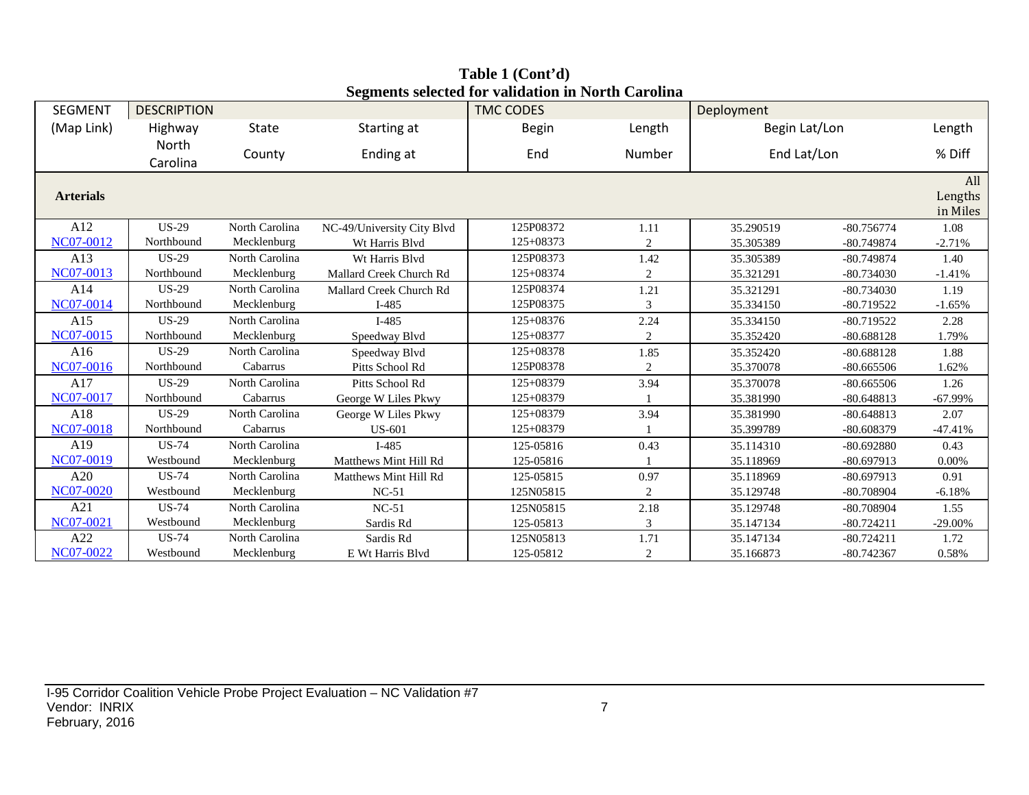**Table 1 (Cont'd)**
**Segments selected for validation in North Carolina**

| SEGMENT | DESCRIPTION | | | TMC CODES | | Deployment | | |
|---|---|---|---|---|---|---|---|---|
| (Map Link) | Highway | State | Starting at | Begin | Length | Begin Lat/Lon | | Length |
| | North Carolina | County | Ending at | End | Number | End Lat/Lon | | % Diff |
| **Arterials** | | | | | | | | All Lengths in Miles |
| A12<br>NC07-0012 | US-29<br>Northbound | North Carolina<br>Mecklenburg | NC-49/University City Blvd<br>Wt Harris Blvd | 125P08372<br>125+08373 | 1.11<br>2 | 35.290519<br>35.305389 | -80.756774<br>-80.749874 | 1.08<br>-2.71% |
| A13<br>NC07-0013 | US-29<br>Northbound | North Carolina<br>Mecklenburg | Wt Harris Blvd<br>Mallard Creek Church Rd | 125P08373<br>125+08374 | 1.42<br>2 | 35.305389<br>35.321291 | -80.749874<br>-80.734030 | 1.40<br>-1.41% |
| A14<br>NC07-0014 | US-29<br>Northbound | North Carolina<br>Mecklenburg | Mallard Creek Church Rd<br>I-485 | 125P08374<br>125P08375 | 1.21<br>3 | 35.321291<br>35.334150 | -80.734030<br>-80.719522 | 1.19<br>-1.65% |
| A15<br>NC07-0015 | US-29<br>Northbound | North Carolina<br>Mecklenburg | I-485<br>Speedway Blvd | 125+08376<br>125+08377 | 2.24<br>2 | 35.334150<br>35.352420 | -80.719522<br>-80.688128 | 2.28<br>1.79% |
| A16<br>NC07-0016 | US-29<br>Northbound | North Carolina<br>Cabarrus | Speedway Blvd<br>Pitts School Rd | 125+08378<br>125P08378 | 1.85<br>2 | 35.352420<br>35.370078 | -80.688128<br>-80.665506 | 1.88<br>1.62% |
| A17<br>NC07-0017 | US-29<br>Northbound | North Carolina<br>Cabarrus | Pitts School Rd<br>George W Liles Pkwy | 125+08379<br>125+08379 | 3.94<br>1 | 35.370078<br>35.381990 | -80.665506<br>-80.648813 | 1.26<br>-67.99% |
| A18<br>NC07-0018 | US-29<br>Northbound | North Carolina<br>Cabarrus | George W Liles Pkwy<br>US-601 | 125+08379<br>125+08379 | 3.94<br>1 | 35.381990<br>35.399789 | -80.648813<br>-80.608379 | 2.07<br>-47.41% |
| A19<br>NC07-0019 | US-74<br>Westbound | North Carolina<br>Mecklenburg | I-485<br>Matthews Mint Hill Rd | 125-05816<br>125-05816 | 0.43<br>1 | 35.114310<br>35.118969 | -80.692880<br>-80.697913 | 0.43<br>0.00% |
| A20<br>NC07-0020 | US-74<br>Westbound | North Carolina<br>Mecklenburg | Matthews Mint Hill Rd<br>NC-51 | 125-05815<br>125N05815 | 0.97<br>2 | 35.118969<br>35.129748 | -80.697913<br>-80.708904 | 0.91<br>-6.18% |
| A21<br>NC07-0021 | US-74<br>Westbound | North Carolina<br>Mecklenburg | NC-51<br>Sardis Rd | 125N05815<br>125-05813 | 2.18<br>3 | 35.129748<br>35.147134 | -80.708904<br>-80.724211 | 1.55<br>-29.00% |
| A22<br>NC07-0022 | US-74<br>Westbound | North Carolina<br>Mecklenburg | Sardis Rd<br>E Wt Harris Blvd | 125N05813<br>125-05812 | 1.71<br>2 | 35.147134<br>35.166873 | -80.724211<br>-80.742367 | 1.72<br>0.58% |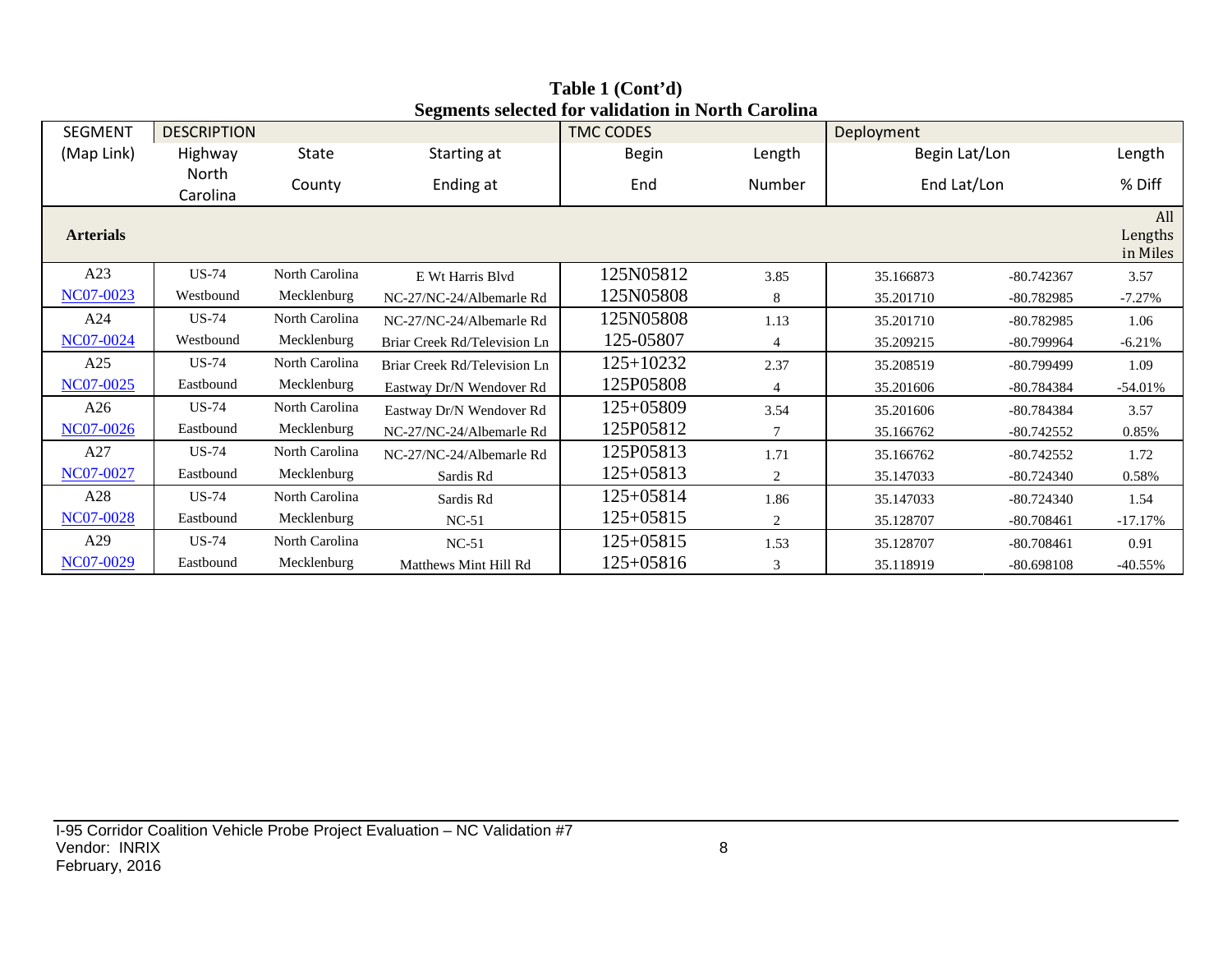**Table 1 (Cont'd)**
**Segments selected for validation in North Carolina**

| SEGMENT | DESCRIPTION | | | TMC CODES | | Deployment | | |
|---|---|---|---|---|---|---|---|---|
| (Map Link) | Highway | State | Starting at | Begin | Length | Begin Lat/Lon | | Length |
| | North Carolina | County | Ending at | End | Number | End Lat/Lon | | % Diff |
| **Arterials** | | | | | | | | All Lengths in Miles |
| A23 | US-74 | North Carolina | E Wt Harris Blvd | 125N05812 | 3.85 | 35.166873 | -80.742367 | 3.57 |
| NC07-0023 | Westbound | Mecklenburg | NC-27/NC-24/Albemarle Rd | 125N05808 | 8 | 35.201710 | -80.782985 | -7.27% |
| A24 | US-74 | North Carolina | NC-27/NC-24/Albemarle Rd | 125N05808 | 1.13 | 35.201710 | -80.782985 | 1.06 |
| NC07-0024 | Westbound | Mecklenburg | Briar Creek Rd/Television Ln | 125-05807 | 4 | 35.209215 | -80.799964 | -6.21% |
| A25 | US-74 | North Carolina | Briar Creek Rd/Television Ln | 125+10232 | 2.37 | 35.208519 | -80.799499 | 1.09 |
| NC07-0025 | Eastbound | Mecklenburg | Eastway Dr/N Wendover Rd | 125P05808 | 4 | 35.201606 | -80.784384 | -54.01% |
| A26 | US-74 | North Carolina | Eastway Dr/N Wendover Rd | 125+05809 | 3.54 | 35.201606 | -80.784384 | 3.57 |
| NC07-0026 | Eastbound | Mecklenburg | NC-27/NC-24/Albemarle Rd | 125P05812 | 7 | 35.166762 | -80.742552 | 0.85% |
| A27 | US-74 | North Carolina | NC-27/NC-24/Albemarle Rd | 125P05813 | 1.71 | 35.166762 | -80.742552 | 1.72 |
| NC07-0027 | Eastbound | Mecklenburg | Sardis Rd | 125+05813 | 2 | 35.147033 | -80.724340 | 0.58% |
| A28 | US-74 | North Carolina | Sardis Rd | 125+05814 | 1.86 | 35.147033 | -80.724340 | 1.54 |
| NC07-0028 | Eastbound | Mecklenburg | NC-51 | 125+05815 | 2 | 35.128707 | -80.708461 | -17.17% |
| A29 | US-74 | North Carolina | NC-51 | 125+05815 | 1.53 | 35.128707 | -80.708461 | 0.91 |
| NC07-0029 | Eastbound | Mecklenburg | Matthews Mint Hill Rd | 125+05816 | 3 | 35.118919 | -80.698108 | -40.55% |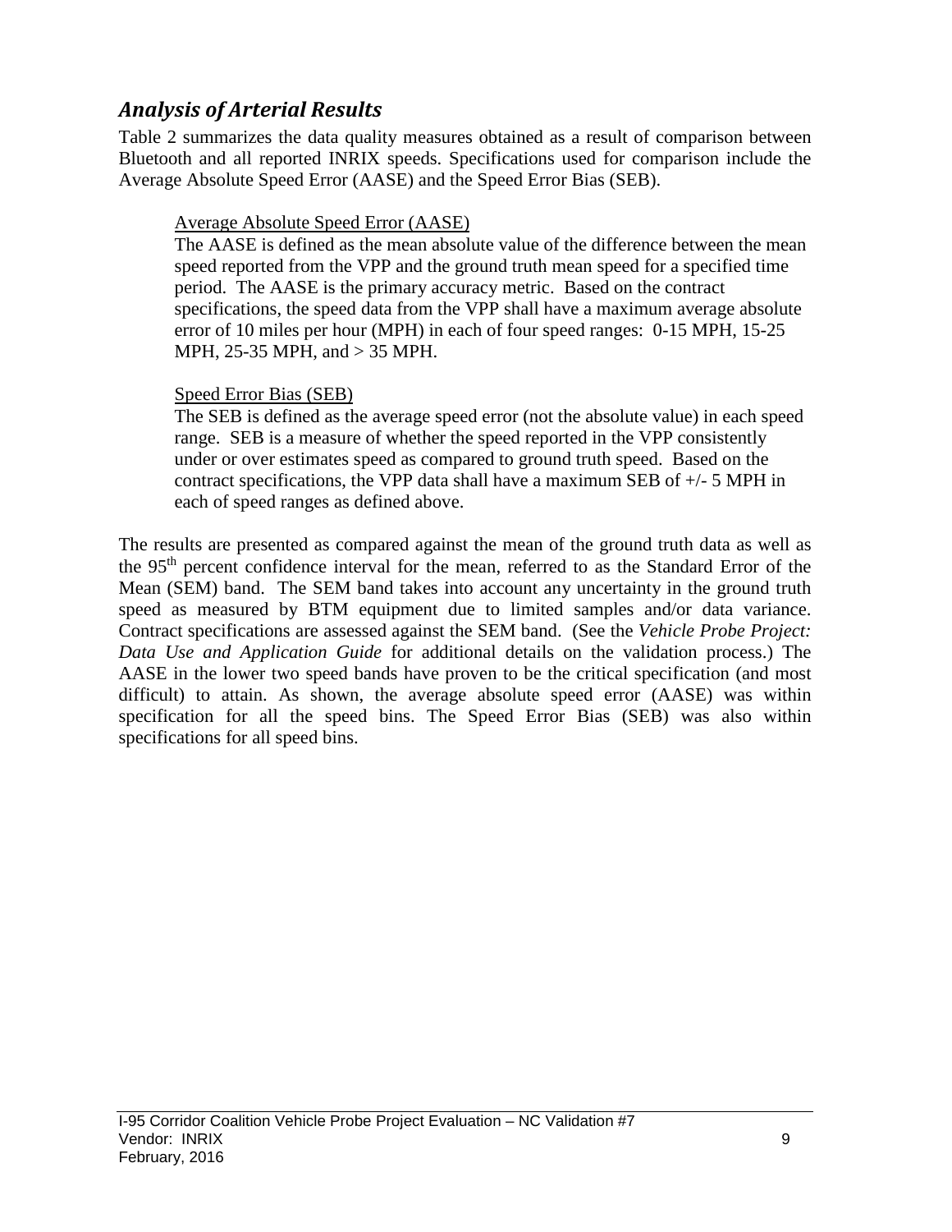## *Analysis of Arterial Results*

Table 2 summarizes the data quality measures obtained as a result of comparison between Bluetooth and all reported INRIX speeds. Specifications used for comparison include the Average Absolute Speed Error (AASE) and the Speed Error Bias (SEB).

> <u>Average Absolute Speed Error (AASE)</u>
> The AASE is defined as the mean absolute value of the difference between the mean speed reported from the VPP and the ground truth mean speed for a specified time period. The AASE is the primary accuracy metric. Based on the contract specifications, the speed data from the VPP shall have a maximum average absolute error of 10 miles per hour (MPH) in each of four speed ranges: 0-15 MPH, 15-25 MPH, 25-35 MPH, and > 35 MPH.
>
> <u>Speed Error Bias (SEB)</u>
> The SEB is defined as the average speed error (not the absolute value) in each speed range. SEB is a measure of whether the speed reported in the VPP consistently under or over estimates speed as compared to ground truth speed. Based on the contract specifications, the VPP data shall have a maximum SEB of +/- 5 MPH in each of speed ranges as defined above.

The results are presented as compared against the mean of the ground truth data as well as the 95th percent confidence interval for the mean, referred to as the Standard Error of the Mean (SEM) band. The SEM band takes into account any uncertainty in the ground truth speed as measured by BTM equipment due to limited samples and/or data variance. Contract specifications are assessed against the SEM band. (See the *Vehicle Probe Project: Data Use and Application Guide* for additional details on the validation process.) The AASE in the lower two speed bands have proven to be the critical specification (and most difficult) to attain. As shown, the average absolute speed error (AASE) was within specification for all the speed bins. The Speed Error Bias (SEB) was also within specifications for all speed bins.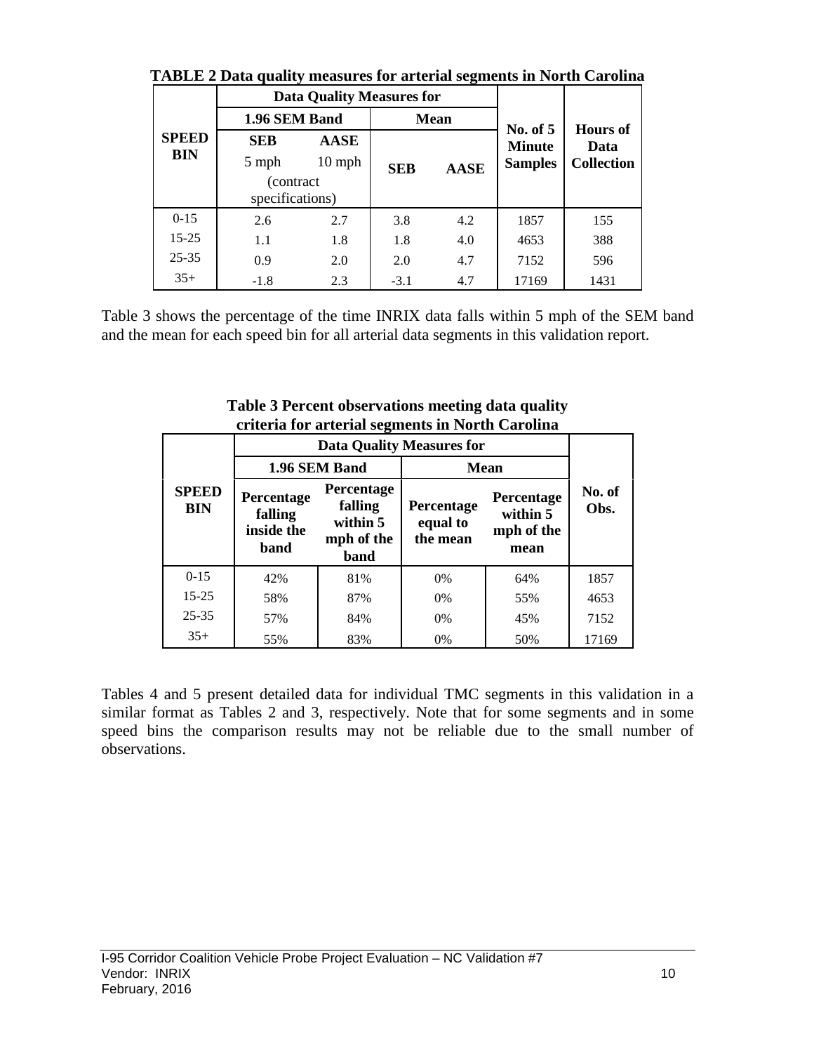**TABLE 2 Data quality measures for arterial segments in North Carolina**

| SPEED BIN | Data Quality Measures for | | | | No. of 5 Minute Samples | Hours of Data Collection |
|---|---|---|---|---|---|---|
| | 1.96 SEM Band | | Mean | | | |
| | SEB 5 mph (contract specifications) | AASE 10 mph (contract specifications) | SEB | AASE | | |
| 0-15 | 2.6 | 2.7 | 3.8 | 4.2 | 1857 | 155 |
| 15-25 | 1.1 | 1.8 | 1.8 | 4.0 | 4653 | 388 |
| 25-35 | 0.9 | 2.0 | 2.0 | 4.7 | 7152 | 596 |
| 35+ | -1.8 | 2.3 | -3.1 | 4.7 | 17169 | 1431 |

Table 3 shows the percentage of the time INRIX data falls within 5 mph of the SEM band and the mean for each speed bin for all arterial data segments in this validation report.

**Table 3 Percent observations meeting data quality criteria for arterial segments in North Carolina**

| SPEED BIN | Data Quality Measures for | | | | No. of Obs. |
|---|---|---|---|---|---|
| | 1.96 SEM Band | | Mean | | |
| | Percentage falling inside the band | Percentage falling within 5 mph of the band | Percentage equal to the mean | Percentage within 5 mph of the mean | |
| 0-15 | 42% | 81% | 0% | 64% | 1857 |
| 15-25 | 58% | 87% | 0% | 55% | 4653 |
| 25-35 | 57% | 84% | 0% | 45% | 7152 |
| 35+ | 55% | 83% | 0% | 50% | 17169 |

Tables 4 and 5 present detailed data for individual TMC segments in this validation in a similar format as Tables 2 and 3, respectively. Note that for some segments and in some speed bins the comparison results may not be reliable due to the small number of observations.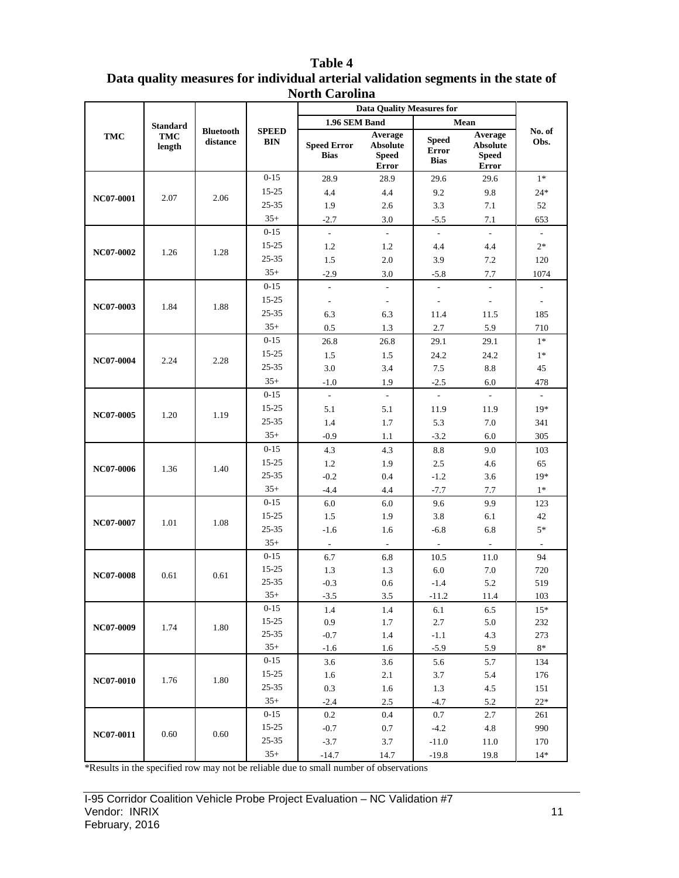**Table 4**
**Data quality measures for individual arterial validation segments in the state of North Carolina**

| TMC | Standard TMC length | Bluetooth distance | SPEED BIN | Data Quality Measures for | | | | No. of Obs. |
|---|---|---|---|---|---|---|---|---|
| | | | | 1.96 SEM Band | | Mean | | |
| | | | | Speed Error Bias | Average Absolute Speed Error | Speed Error Bias | Average Absolute Speed Error | |
| NC07-0001 | 2.07 | 2.06 | 0-15 | 28.9 | 28.9 | 29.6 | 29.6 | 1* |
| | | | 15-25 | 4.4 | 4.4 | 9.2 | 9.8 | 24* |
| | | | 25-35 | 1.9 | 2.6 | 3.3 | 7.1 | 52 |
| | | | 35+ | -2.7 | 3.0 | -5.5 | 7.1 | 653 |
| NC07-0002 | 1.26 | 1.28 | 0-15 | - | - | - | - | - |
| | | | 15-25 | 1.2 | 1.2 | 4.4 | 4.4 | 2* |
| | | | 25-35 | 1.5 | 2.0 | 3.9 | 7.2 | 120 |
| | | | 35+ | -2.9 | 3.0 | -5.8 | 7.7 | 1074 |
| NC07-0003 | 1.84 | 1.88 | 0-15 | - | - | - | - | - |
| | | | 15-25 | - | - | - | - | - |
| | | | 25-35 | 6.3 | 6.3 | 11.4 | 11.5 | 185 |
| | | | 35+ | 0.5 | 1.3 | 2.7 | 5.9 | 710 |
| NC07-0004 | 2.24 | 2.28 | 0-15 | 26.8 | 26.8 | 29.1 | 29.1 | 1* |
| | | | 15-25 | 1.5 | 1.5 | 24.2 | 24.2 | 1* |
| | | | 25-35 | 3.0 | 3.4 | 7.5 | 8.8 | 45 |
| | | | 35+ | -1.0 | 1.9 | -2.5 | 6.0 | 478 |
| NC07-0005 | 1.20 | 1.19 | 0-15 | - | - | - | - | - |
| | | | 15-25 | 5.1 | 5.1 | 11.9 | 11.9 | 19* |
| | | | 25-35 | 1.4 | 1.7 | 5.3 | 7.0 | 341 |
| | | | 35+ | -0.9 | 1.1 | -3.2 | 6.0 | 305 |
| NC07-0006 | 1.36 | 1.40 | 0-15 | 4.3 | 4.3 | 8.8 | 9.0 | 103 |
| | | | 15-25 | 1.2 | 1.9 | 2.5 | 4.6 | 65 |
| | | | 25-35 | -0.2 | 0.4 | -1.2 | 3.6 | 19* |
| | | | 35+ | -4.4 | 4.4 | -7.7 | 7.7 | 1* |
| NC07-0007 | 1.01 | 1.08 | 0-15 | 6.0 | 6.0 | 9.6 | 9.9 | 123 |
| | | | 15-25 | 1.5 | 1.9 | 3.8 | 6.1 | 42 |
| | | | 25-35 | -1.6 | 1.6 | -6.8 | 6.8 | 5* |
| | | | 35+ | - | - | - | - | - |
| NC07-0008 | 0.61 | 0.61 | 0-15 | 6.7 | 6.8 | 10.5 | 11.0 | 94 |
| | | | 15-25 | 1.3 | 1.3 | 6.0 | 7.0 | 720 |
| | | | 25-35 | -0.3 | 0.6 | -1.4 | 5.2 | 519 |
| | | | 35+ | -3.5 | 3.5 | -11.2 | 11.4 | 103 |
| NC07-0009 | 1.74 | 1.80 | 0-15 | 1.4 | 1.4 | 6.1 | 6.5 | 15* |
| | | | 15-25 | 0.9 | 1.7 | 2.7 | 5.0 | 232 |
| | | | 25-35 | -0.7 | 1.4 | -1.1 | 4.3 | 273 |
| | | | 35+ | -1.6 | 1.6 | -5.9 | 5.9 | 8* |
| NC07-0010 | 1.76 | 1.80 | 0-15 | 3.6 | 3.6 | 5.6 | 5.7 | 134 |
| | | | 15-25 | 1.6 | 2.1 | 3.7 | 5.4 | 176 |
| | | | 25-35 | 0.3 | 1.6 | 1.3 | 4.5 | 151 |
| | | | 35+ | -2.4 | 2.5 | -4.7 | 5.2 | 22* |
| NC07-0011 | 0.60 | 0.60 | 0-15 | 0.2 | 0.4 | 0.7 | 2.7 | 261 |
| | | | 15-25 | -0.7 | 0.7 | -4.2 | 4.8 | 990 |
| | | | 25-35 | -3.7 | 3.7 | -11.0 | 11.0 | 170 |
| | | | 35+ | -14.7 | 14.7 | -19.8 | 19.8 | 14* |

*Results in the specified row may not be reliable due to small number of observations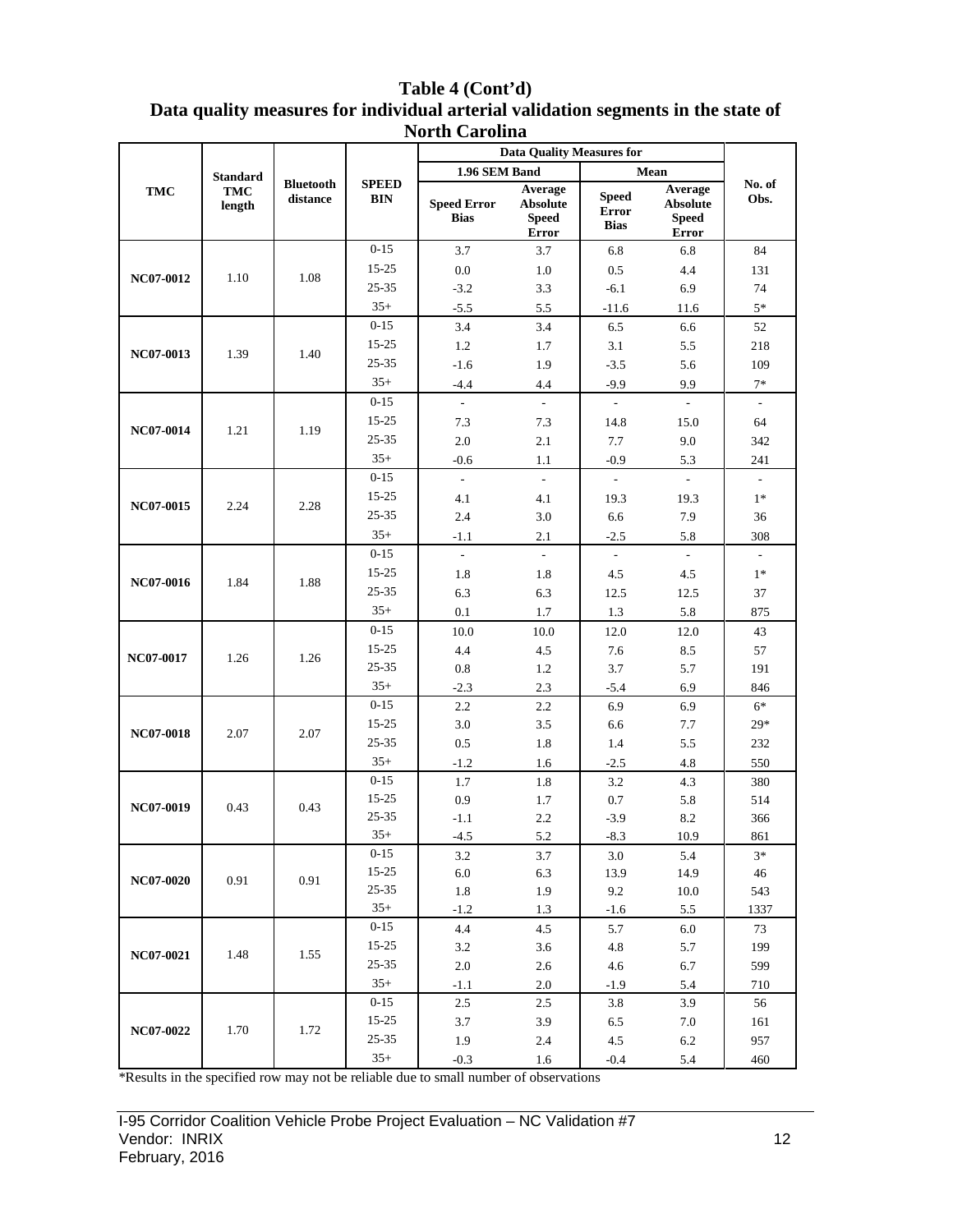**Table 4 (Cont'd)**
**Data quality measures for individual arterial validation segments in the state of North Carolina**

| TMC | Standard TMC length | Bluetooth distance | SPEED BIN | Data Quality Measures for | | | | No. of Obs. |
|---|---|---|---|---|---|---|---|---|
| | | | | 1.96 SEM Band | | Mean | | |
| | | | | Speed Error Bias | Average Absolute Speed Error | Speed Error Bias | Average Absolute Speed Error | |
| NC07-0012 | 1.10 | 1.08 | 0-15 | 3.7 | 3.7 | 6.8 | 6.8 | 84 |
| | | | 15-25 | 0.0 | 1.0 | 0.5 | 4.4 | 131 |
| | | | 25-35 | -3.2 | 3.3 | -6.1 | 6.9 | 74 |
| | | | 35+ | -5.5 | 5.5 | -11.6 | 11.6 | 5* |
| NC07-0013 | 1.39 | 1.40 | 0-15 | 3.4 | 3.4 | 6.5 | 6.6 | 52 |
| | | | 15-25 | 1.2 | 1.7 | 3.1 | 5.5 | 218 |
| | | | 25-35 | -1.6 | 1.9 | -3.5 | 5.6 | 109 |
| | | | 35+ | -4.4 | 4.4 | -9.9 | 9.9 | 7* |
| NC07-0014 | 1.21 | 1.19 | 0-15 | - | - | - | - | - |
| | | | 15-25 | 7.3 | 7.3 | 14.8 | 15.0 | 64 |
| | | | 25-35 | 2.0 | 2.1 | 7.7 | 9.0 | 342 |
| | | | 35+ | -0.6 | 1.1 | -0.9 | 5.3 | 241 |
| NC07-0015 | 2.24 | 2.28 | 0-15 | - | - | - | - | - |
| | | | 15-25 | 4.1 | 4.1 | 19.3 | 19.3 | 1* |
| | | | 25-35 | 2.4 | 3.0 | 6.6 | 7.9 | 36 |
| | | | 35+ | -1.1 | 2.1 | -2.5 | 5.8 | 308 |
| NC07-0016 | 1.84 | 1.88 | 0-15 | - | - | - | - | - |
| | | | 15-25 | 1.8 | 1.8 | 4.5 | 4.5 | 1* |
| | | | 25-35 | 6.3 | 6.3 | 12.5 | 12.5 | 37 |
| | | | 35+ | 0.1 | 1.7 | 1.3 | 5.8 | 875 |
| NC07-0017 | 1.26 | 1.26 | 0-15 | 10.0 | 10.0 | 12.0 | 12.0 | 43 |
| | | | 15-25 | 4.4 | 4.5 | 7.6 | 8.5 | 57 |
| | | | 25-35 | 0.8 | 1.2 | 3.7 | 5.7 | 191 |
| | | | 35+ | -2.3 | 2.3 | -5.4 | 6.9 | 846 |
| NC07-0018 | 2.07 | 2.07 | 0-15 | 2.2 | 2.2 | 6.9 | 6.9 | 6* |
| | | | 15-25 | 3.0 | 3.5 | 6.6 | 7.7 | 29* |
| | | | 25-35 | 0.5 | 1.8 | 1.4 | 5.5 | 232 |
| | | | 35+ | -1.2 | 1.6 | -2.5 | 4.8 | 550 |
| NC07-0019 | 0.43 | 0.43 | 0-15 | 1.7 | 1.8 | 3.2 | 4.3 | 380 |
| | | | 15-25 | 0.9 | 1.7 | 0.7 | 5.8 | 514 |
| | | | 25-35 | -1.1 | 2.2 | -3.9 | 8.2 | 366 |
| | | | 35+ | -4.5 | 5.2 | -8.3 | 10.9 | 861 |
| NC07-0020 | 0.91 | 0.91 | 0-15 | 3.2 | 3.7 | 3.0 | 5.4 | 3* |
| | | | 15-25 | 6.0 | 6.3 | 13.9 | 14.9 | 46 |
| | | | 25-35 | 1.8 | 1.9 | 9.2 | 10.0 | 543 |
| | | | 35+ | -1.2 | 1.3 | -1.6 | 5.5 | 1337 |
| NC07-0021 | 1.48 | 1.55 | 0-15 | 4.4 | 4.5 | 5.7 | 6.0 | 73 |
| | | | 15-25 | 3.2 | 3.6 | 4.8 | 5.7 | 199 |
| | | | 25-35 | 2.0 | 2.6 | 4.6 | 6.7 | 599 |
| | | | 35+ | -1.1 | 2.0 | -1.9 | 5.4 | 710 |
| NC07-0022 | 1.70 | 1.72 | 0-15 | 2.5 | 2.5 | 3.8 | 3.9 | 56 |
| | | | 15-25 | 3.7 | 3.9 | 6.5 | 7.0 | 161 |
| | | | 25-35 | 1.9 | 2.4 | 4.5 | 6.2 | 957 |
| | | | 35+ | -0.3 | 1.6 | -0.4 | 5.4 | 460 |

*Results in the specified row may not be reliable due to small number of observations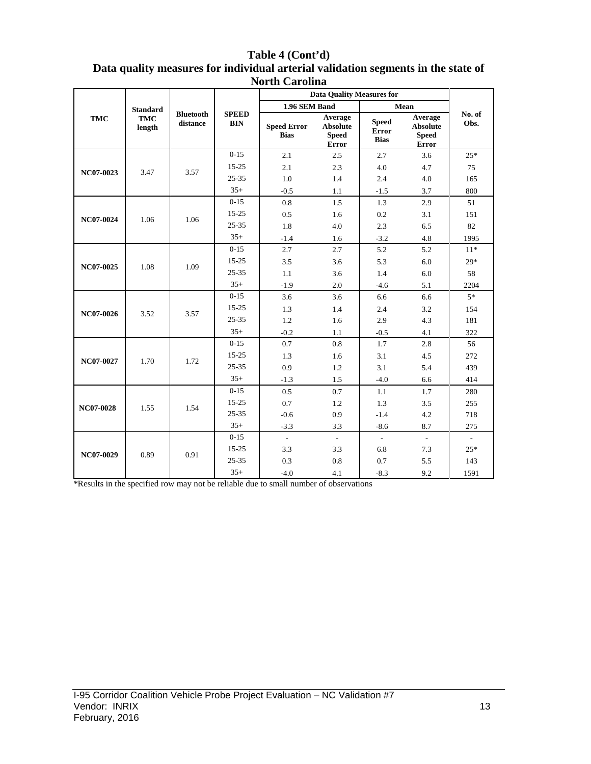**Table 4 (Cont'd)**
**Data quality measures for individual arterial validation segments in the state of North Carolina**

| TMC | Standard TMC length | Bluetooth distance | SPEED BIN | Data Quality Measures for | | | | No. of Obs. |
|---|---|---|---|---|---|---|---|---|
| | | | | 1.96 SEM Band | | Mean | | |
| | | | | Speed Error Bias | Average Absolute Speed Error | Speed Error Bias | Average Absolute Speed Error | |
| NC07-0023 | 3.47 | 3.57 | 0-15 | 2.1 | 2.5 | 2.7 | 3.6 | 25* |
| | | | 15-25 | 2.1 | 2.3 | 4.0 | 4.7 | 75 |
| | | | 25-35 | 1.0 | 1.4 | 2.4 | 4.0 | 165 |
| | | | 35+ | -0.5 | 1.1 | -1.5 | 3.7 | 800 |
| NC07-0024 | 1.06 | 1.06 | 0-15 | 0.8 | 1.5 | 1.3 | 2.9 | 51 |
| | | | 15-25 | 0.5 | 1.6 | 0.2 | 3.1 | 151 |
| | | | 25-35 | 1.8 | 4.0 | 2.3 | 6.5 | 82 |
| | | | 35+ | -1.4 | 1.6 | -3.2 | 4.8 | 1995 |
| NC07-0025 | 1.08 | 1.09 | 0-15 | 2.7 | 2.7 | 5.2 | 5.2 | 11* |
| | | | 15-25 | 3.5 | 3.6 | 5.3 | 6.0 | 29* |
| | | | 25-35 | 1.1 | 3.6 | 1.4 | 6.0 | 58 |
| | | | 35+ | -1.9 | 2.0 | -4.6 | 5.1 | 2204 |
| NC07-0026 | 3.52 | 3.57 | 0-15 | 3.6 | 3.6 | 6.6 | 6.6 | 5* |
| | | | 15-25 | 1.3 | 1.4 | 2.4 | 3.2 | 154 |
| | | | 25-35 | 1.2 | 1.6 | 2.9 | 4.3 | 181 |
| | | | 35+ | -0.2 | 1.1 | -0.5 | 4.1 | 322 |
| NC07-0027 | 1.70 | 1.72 | 0-15 | 0.7 | 0.8 | 1.7 | 2.8 | 56 |
| | | | 15-25 | 1.3 | 1.6 | 3.1 | 4.5 | 272 |
| | | | 25-35 | 0.9 | 1.2 | 3.1 | 5.4 | 439 |
| | | | 35+ | -1.3 | 1.5 | -4.0 | 6.6 | 414 |
| NC07-0028 | 1.55 | 1.54 | 0-15 | 0.5 | 0.7 | 1.1 | 1.7 | 280 |
| | | | 15-25 | 0.7 | 1.2 | 1.3 | 3.5 | 255 |
| | | | 25-35 | -0.6 | 0.9 | -1.4 | 4.2 | 718 |
| | | | 35+ | -3.3 | 3.3 | -8.6 | 8.7 | 275 |
| NC07-0029 | 0.89 | 0.91 | 0-15 | - | - | - | - | - |
| | | | 15-25 | 3.3 | 3.3 | 6.8 | 7.3 | 25* |
| | | | 25-35 | 0.3 | 0.8 | 0.7 | 5.5 | 143 |
| | | | 35+ | -4.0 | 4.1 | -8.3 | 9.2 | 1591 |

*Results in the specified row may not be reliable due to small number of observations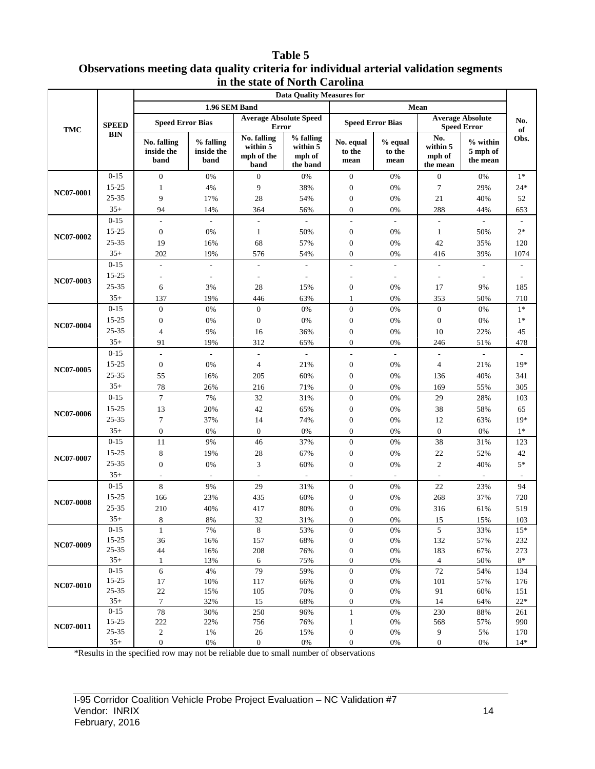**Table 5**

**Observations meeting data quality criteria for individual arterial validation segments in the state of North Carolina**

| TMC | SPEED BIN | Data Quality Measures for | | | | | | | | No. of Obs. |
|---|---|---|---|---|---|---|---|---|---|---|
| | | 1.96 SEM Band | | | | Mean | | | | |
| | | Speed Error Bias | | Average Absolute Speed Error | | Speed Error Bias | | Average Absolute Speed Error | | |
| | | No. falling inside the band | % falling inside the band | No. falling within 5 mph of the band | % falling within 5 mph of the band | No. equal to the mean | % equal to the mean | No. within 5 mph of the mean | % within 5 mph of the mean | |
| NC07-0001 | 0-15 | 0 | 0% | 0 | 0% | 0 | 0% | 0 | 0% | 1* |
| | 15-25 | 1 | 4% | 9 | 38% | 0 | 0% | 7 | 29% | 24* |
| | 25-35 | 9 | 17% | 28 | 54% | 0 | 0% | 21 | 40% | 52 |
| | 35+ | 94 | 14% | 364 | 56% | 0 | 0% | 288 | 44% | 653 |
| NC07-0002 | 0-15 | - | - | - | - | - | - | - | - | - |
| | 15-25 | 0 | 0% | 1 | 50% | 0 | 0% | 1 | 50% | 2* |
| | 25-35 | 19 | 16% | 68 | 57% | 0 | 0% | 42 | 35% | 120 |
| | 35+ | 202 | 19% | 576 | 54% | 0 | 0% | 416 | 39% | 1074 |
| NC07-0003 | 0-15 | - | - | - | - | - | - | - | - | - |
| | 15-25 | - | - | - | - | - | - | - | - | - |
| | 25-35 | 6 | 3% | 28 | 15% | 0 | 0% | 17 | 9% | 185 |
| | 35+ | 137 | 19% | 446 | 63% | 1 | 0% | 353 | 50% | 710 |
| NC07-0004 | 0-15 | 0 | 0% | 0 | 0% | 0 | 0% | 0 | 0% | 1* |
| | 15-25 | 0 | 0% | 0 | 0% | 0 | 0% | 0 | 0% | 1* |
| | 25-35 | 4 | 9% | 16 | 36% | 0 | 0% | 10 | 22% | 45 |
| | 35+ | 91 | 19% | 312 | 65% | 0 | 0% | 246 | 51% | 478 |
| NC07-0005 | 0-15 | - | - | - | - | - | - | - | - | - |
| | 15-25 | 0 | 0% | 4 | 21% | 0 | 0% | 4 | 21% | 19* |
| | 25-35 | 55 | 16% | 205 | 60% | 0 | 0% | 136 | 40% | 341 |
| | 35+ | 78 | 26% | 216 | 71% | 0 | 0% | 169 | 55% | 305 |
| NC07-0006 | 0-15 | 7 | 7% | 32 | 31% | 0 | 0% | 29 | 28% | 103 |
| | 15-25 | 13 | 20% | 42 | 65% | 0 | 0% | 38 | 58% | 65 |
| | 25-35 | 7 | 37% | 14 | 74% | 0 | 0% | 12 | 63% | 19* |
| | 35+ | 0 | 0% | 0 | 0% | 0 | 0% | 0 | 0% | 1* |
| NC07-0007 | 0-15 | 11 | 9% | 46 | 37% | 0 | 0% | 38 | 31% | 123 |
| | 15-25 | 8 | 19% | 28 | 67% | 0 | 0% | 22 | 52% | 42 |
| | 25-35 | 0 | 0% | 3 | 60% | 0 | 0% | 2 | 40% | 5* |
| | 35+ | - | - | - | - | - | - | - | - | - |
| NC07-0008 | 0-15 | 8 | 9% | 29 | 31% | 0 | 0% | 22 | 23% | 94 |
| | 15-25 | 166 | 23% | 435 | 60% | 0 | 0% | 268 | 37% | 720 |
| | 25-35 | 210 | 40% | 417 | 80% | 0 | 0% | 316 | 61% | 519 |
| | 35+ | 8 | 8% | 32 | 31% | 0 | 0% | 15 | 15% | 103 |
| NC07-0009 | 0-15 | 1 | 7% | 8 | 53% | 0 | 0% | 5 | 33% | 15* |
| | 15-25 | 36 | 16% | 157 | 68% | 0 | 0% | 132 | 57% | 232 |
| | 25-35 | 44 | 16% | 208 | 76% | 0 | 0% | 183 | 67% | 273 |
| | 35+ | 1 | 13% | 6 | 75% | 0 | 0% | 4 | 50% | 8* |
| NC07-0010 | 0-15 | 6 | 4% | 79 | 59% | 0 | 0% | 72 | 54% | 134 |
| | 15-25 | 17 | 10% | 117 | 66% | 0 | 0% | 101 | 57% | 176 |
| | 25-35 | 22 | 15% | 105 | 70% | 0 | 0% | 91 | 60% | 151 |
| | 35+ | 7 | 32% | 15 | 68% | 0 | 0% | 14 | 64% | 22* |
| NC07-0011 | 0-15 | 78 | 30% | 250 | 96% | 1 | 0% | 230 | 88% | 261 |
| | 15-25 | 222 | 22% | 756 | 76% | 1 | 0% | 568 | 57% | 990 |
| | 25-35 | 2 | 1% | 26 | 15% | 0 | 0% | 9 | 5% | 170 |
| | 35+ | 0 | 0% | 0 | 0% | 0 | 0% | 0 | 0% | 14* |

*Results in the specified row may not be reliable due to small number of observations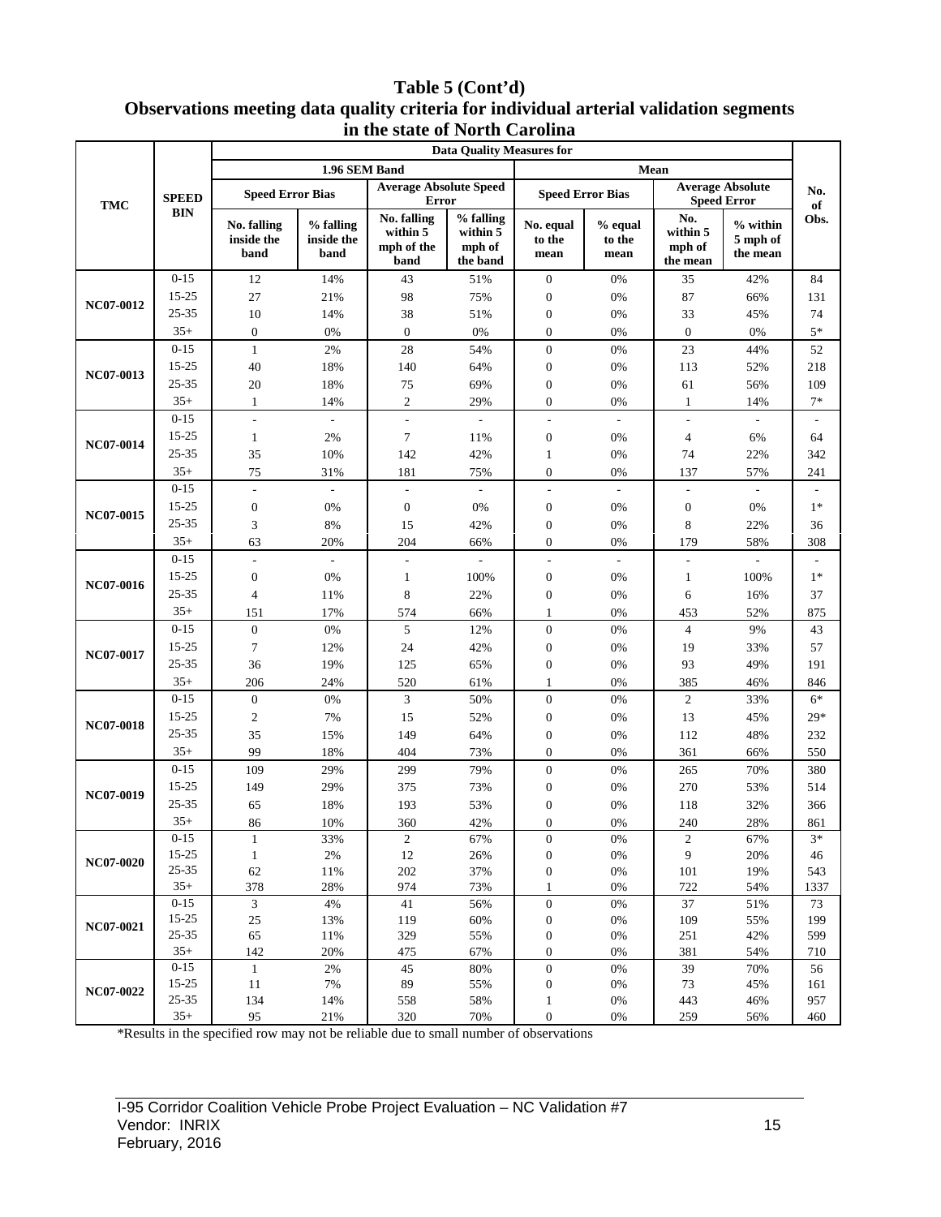**Table 5 (Cont'd)**
**Observations meeting data quality criteria for individual arterial validation segments in the state of North Carolina**

| TMC | SPEED BIN | Data Quality Measures for | | | | | | | | No. of Obs. |
|---|---|---|---|---|---|---|---|---|---|---|
| | | 1.96 SEM Band | | | | Mean | | | | |
| | | Speed Error Bias | | Average Absolute Speed Error | | Speed Error Bias | | Average Absolute Speed Error | | |
| | | No. falling inside the band | % falling inside the band | No. falling within 5 mph of the band | % falling within 5 mph of the band | No. equal to the mean | % equal to the mean | No. within 5 mph of the mean | % within 5 mph of the mean | |
| NC07-0012 | 0-15 | 12 | 14% | 43 | 51% | 0 | 0% | 35 | 42% | 84 |
| | 15-25 | 27 | 21% | 98 | 75% | 0 | 0% | 87 | 66% | 131 |
| | 25-35 | 10 | 14% | 38 | 51% | 0 | 0% | 33 | 45% | 74 |
| | 35+ | 0 | 0% | 0 | 0% | 0 | 0% | 0 | 0% | 5* |
| NC07-0013 | 0-15 | 1 | 2% | 28 | 54% | 0 | 0% | 23 | 44% | 52 |
| | 15-25 | 40 | 18% | 140 | 64% | 0 | 0% | 113 | 52% | 218 |
| | 25-35 | 20 | 18% | 75 | 69% | 0 | 0% | 61 | 56% | 109 |
| | 35+ | 1 | 14% | 2 | 29% | 0 | 0% | 1 | 14% | 7* |
| NC07-0014 | 0-15 | - | - | - | - | - | - | - | - | - |
| | 15-25 | 1 | 2% | 7 | 11% | 0 | 0% | 4 | 6% | 64 |
| | 25-35 | 35 | 10% | 142 | 42% | 1 | 0% | 74 | 22% | 342 |
| | 35+ | 75 | 31% | 181 | 75% | 0 | 0% | 137 | 57% | 241 |
| NC07-0015 | 0-15 | - | - | - | - | - | - | - | - | - |
| | 15-25 | 0 | 0% | 0 | 0% | 0 | 0% | 0 | 0% | 1* |
| | 25-35 | 3 | 8% | 15 | 42% | 0 | 0% | 8 | 22% | 36 |
| | 35+ | 63 | 20% | 204 | 66% | 0 | 0% | 179 | 58% | 308 |
| NC07-0016 | 0-15 | - | - | - | - | - | - | - | - | - |
| | 15-25 | 0 | 0% | 1 | 100% | 0 | 0% | 1 | 100% | 1* |
| | 25-35 | 4 | 11% | 8 | 22% | 0 | 0% | 6 | 16% | 37 |
| | 35+ | 151 | 17% | 574 | 66% | 1 | 0% | 453 | 52% | 875 |
| NC07-0017 | 0-15 | 0 | 0% | 5 | 12% | 0 | 0% | 4 | 9% | 43 |
| | 15-25 | 7 | 12% | 24 | 42% | 0 | 0% | 19 | 33% | 57 |
| | 25-35 | 36 | 19% | 125 | 65% | 0 | 0% | 93 | 49% | 191 |
| | 35+ | 206 | 24% | 520 | 61% | 1 | 0% | 385 | 46% | 846 |
| NC07-0018 | 0-15 | 0 | 0% | 3 | 50% | 0 | 0% | 2 | 33% | 6* |
| | 15-25 | 2 | 7% | 15 | 52% | 0 | 0% | 13 | 45% | 29* |
| | 25-35 | 35 | 15% | 149 | 64% | 0 | 0% | 112 | 48% | 232 |
| | 35+ | 99 | 18% | 404 | 73% | 0 | 0% | 361 | 66% | 550 |
| NC07-0019 | 0-15 | 109 | 29% | 299 | 79% | 0 | 0% | 265 | 70% | 380 |
| | 15-25 | 149 | 29% | 375 | 73% | 0 | 0% | 270 | 53% | 514 |
| | 25-35 | 65 | 18% | 193 | 53% | 0 | 0% | 118 | 32% | 366 |
| | 35+ | 86 | 10% | 360 | 42% | 0 | 0% | 240 | 28% | 861 |
| NC07-0020 | 0-15 | 1 | 33% | 2 | 67% | 0 | 0% | 2 | 67% | 3* |
| | 15-25 | 1 | 2% | 12 | 26% | 0 | 0% | 9 | 20% | 46 |
| | 25-35 | 62 | 11% | 202 | 37% | 0 | 0% | 101 | 19% | 543 |
| | 35+ | 378 | 28% | 974 | 73% | 1 | 0% | 722 | 54% | 1337 |
| NC07-0021 | 0-15 | 3 | 4% | 41 | 56% | 0 | 0% | 37 | 51% | 73 |
| | 15-25 | 25 | 13% | 119 | 60% | 0 | 0% | 109 | 55% | 199 |
| | 25-35 | 65 | 11% | 329 | 55% | 0 | 0% | 251 | 42% | 599 |
| | 35+ | 142 | 20% | 475 | 67% | 0 | 0% | 381 | 54% | 710 |
| NC07-0022 | 0-15 | 1 | 2% | 45 | 80% | 0 | 0% | 39 | 70% | 56 |
| | 15-25 | 11 | 7% | 89 | 55% | 0 | 0% | 73 | 45% | 161 |
| | 25-35 | 134 | 14% | 558 | 58% | 1 | 0% | 443 | 46% | 957 |
| | 35+ | 95 | 21% | 320 | 70% | 0 | 0% | 259 | 56% | 460 |

*Results in the specified row may not be reliable due to small number of observations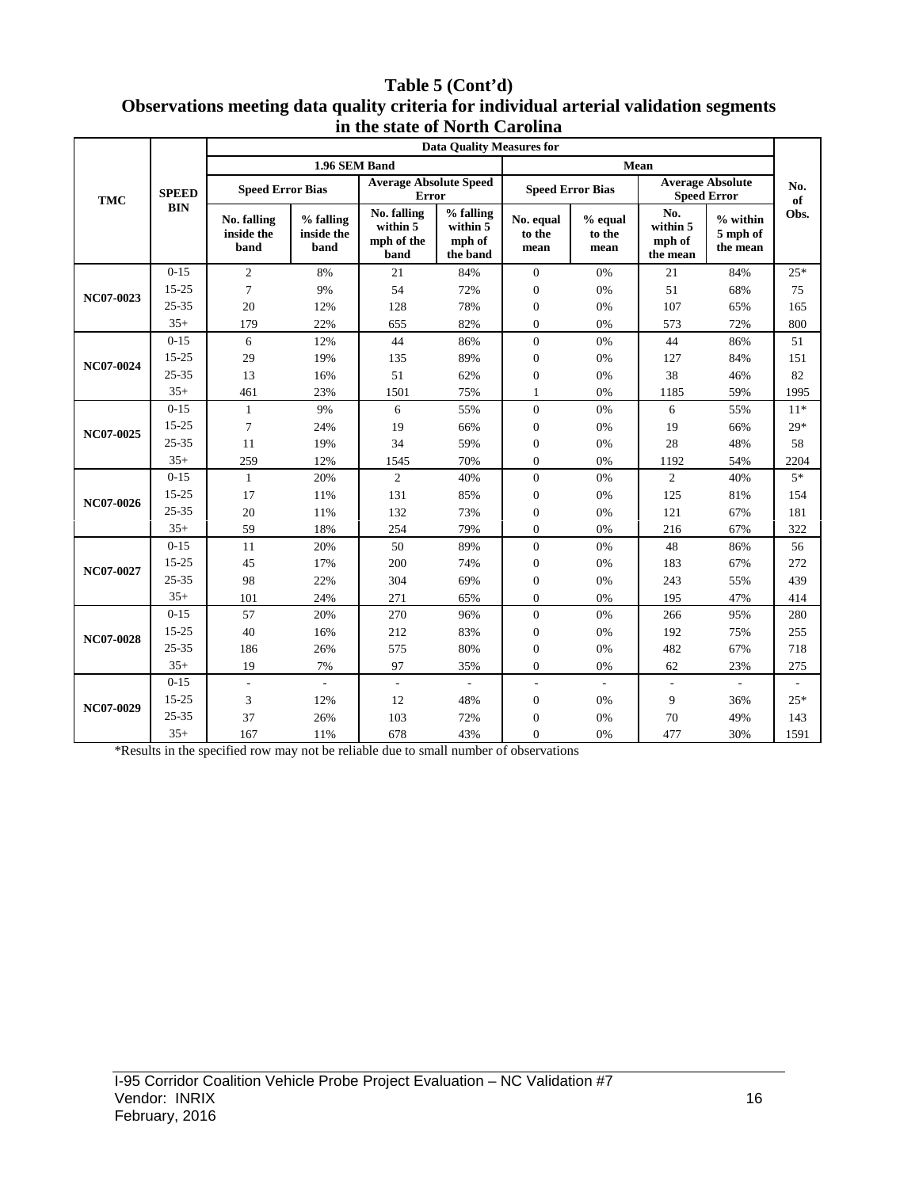**Table 5 (Cont'd)**
**Observations meeting data quality criteria for individual arterial validation segments in the state of North Carolina**

| TMC | SPEED BIN | Data Quality Measures for | | | | | | | | No. of Obs. |
|---|---|---|---|---|---|---|---|---|---|---|
| | | 1.96 SEM Band | | | | Mean | | | | |
| | | Speed Error Bias | | Average Absolute Speed Error | | Speed Error Bias | | Average Absolute Speed Error | | |
| | | No. falling inside the band | % falling inside the band | No. falling within 5 mph of the band | % falling within 5 mph of the band | No. equal to the mean | % equal to the mean | No. within 5 mph of the mean | % within 5 mph of the mean | |
| NC07-0023 | 0-15 | 2 | 8% | 21 | 84% | 0 | 0% | 21 | 84% | 25* |
| | 15-25 | 7 | 9% | 54 | 72% | 0 | 0% | 51 | 68% | 75 |
| | 25-35 | 20 | 12% | 128 | 78% | 0 | 0% | 107 | 65% | 165 |
| | 35+ | 179 | 22% | 655 | 82% | 0 | 0% | 573 | 72% | 800 |
| NC07-0024 | 0-15 | 6 | 12% | 44 | 86% | 0 | 0% | 44 | 86% | 51 |
| | 15-25 | 29 | 19% | 135 | 89% | 0 | 0% | 127 | 84% | 151 |
| | 25-35 | 13 | 16% | 51 | 62% | 0 | 0% | 38 | 46% | 82 |
| | 35+ | 461 | 23% | 1501 | 75% | 1 | 0% | 1185 | 59% | 1995 |
| NC07-0025 | 0-15 | 1 | 9% | 6 | 55% | 0 | 0% | 6 | 55% | 11* |
| | 15-25 | 7 | 24% | 19 | 66% | 0 | 0% | 19 | 66% | 29* |
| | 25-35 | 11 | 19% | 34 | 59% | 0 | 0% | 28 | 48% | 58 |
| | 35+ | 259 | 12% | 1545 | 70% | 0 | 0% | 1192 | 54% | 2204 |
| NC07-0026 | 0-15 | 1 | 20% | 2 | 40% | 0 | 0% | 2 | 40% | 5* |
| | 15-25 | 17 | 11% | 131 | 85% | 0 | 0% | 125 | 81% | 154 |
| | 25-35 | 20 | 11% | 132 | 73% | 0 | 0% | 121 | 67% | 181 |
| | 35+ | 59 | 18% | 254 | 79% | 0 | 0% | 216 | 67% | 322 |
| NC07-0027 | 0-15 | 11 | 20% | 50 | 89% | 0 | 0% | 48 | 86% | 56 |
| | 15-25 | 45 | 17% | 200 | 74% | 0 | 0% | 183 | 67% | 272 |
| | 25-35 | 98 | 22% | 304 | 69% | 0 | 0% | 243 | 55% | 439 |
| | 35+ | 101 | 24% | 271 | 65% | 0 | 0% | 195 | 47% | 414 |
| NC07-0028 | 0-15 | 57 | 20% | 270 | 96% | 0 | 0% | 266 | 95% | 280 |
| | 15-25 | 40 | 16% | 212 | 83% | 0 | 0% | 192 | 75% | 255 |
| | 25-35 | 186 | 26% | 575 | 80% | 0 | 0% | 482 | 67% | 718 |
| | 35+ | 19 | 7% | 97 | 35% | 0 | 0% | 62 | 23% | 275 |
| NC07-0029 | 0-15 | - | - | - | - | - | - | - | - | - |
| | 15-25 | 3 | 12% | 12 | 48% | 0 | 0% | 9 | 36% | 25* |
| | 25-35 | 37 | 26% | 103 | 72% | 0 | 0% | 70 | 49% | 143 |
| | 35+ | 167 | 11% | 678 | 43% | 0 | 0% | 477 | 30% | 1591 |

*Results in the specified row may not be reliable due to small number of observations